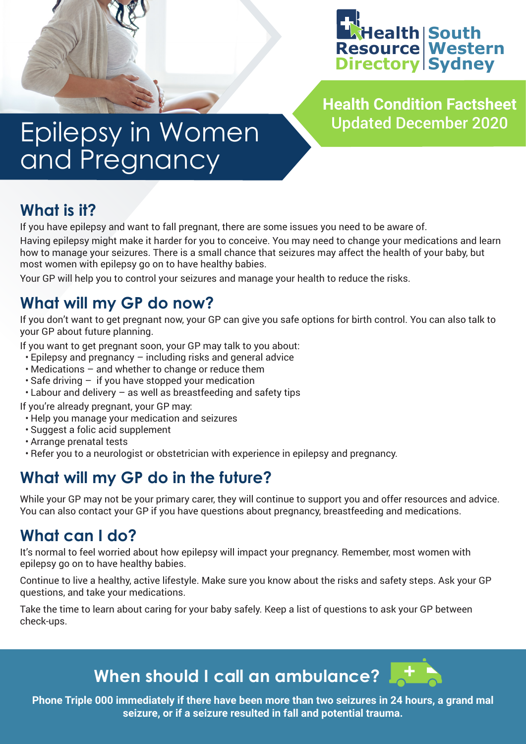Health Resource Directory | South Western Sydney

**Health Condition Factsheet**
**Updated December 2020**

# Epilepsy in Women and Pregnancy

## What is it?

If you have epilepsy and want to fall pregnant, there are some issues you need to be aware of.

Having epilepsy might make it harder for you to conceive. You may need to change your medications and learn how to manage your seizures. There is a small chance that seizures may affect the health of your baby, but most women with epilepsy go on to have healthy babies.

Your GP will help you to control your seizures and manage your health to reduce the risks.

## What will my GP do now?

If you don't want to get pregnant now, your GP can give you safe options for birth control. You can also talk to your GP about future planning.

If you want to get pregnant soon, your GP may talk to you about:

- Epilepsy and pregnancy – including risks and general advice
- Medications – and whether to change or reduce them
- Safe driving – if you have stopped your medication
- Labour and delivery – as well as breastfeeding and safety tips

If you're already pregnant, your GP may:

- Help you manage your medication and seizures
- Suggest a folic acid supplement
- Arrange prenatal tests
- Refer you to a neurologist or obstetrician with experience in epilepsy and pregnancy.

## What will my GP do in the future?

While your GP may not be your primary carer, they will continue to support you and offer resources and advice. You can also contact your GP if you have questions about pregnancy, breastfeeding and medications.

## What can I do?

It's normal to feel worried about how epilepsy will impact your pregnancy. Remember, most women with epilepsy go on to have healthy babies.

Continue to live a healthy, active lifestyle. Make sure you know about the risks and safety steps. Ask your GP questions, and take your medications.

Take the time to learn about caring for your baby safely. Keep a list of questions to ask your GP between check-ups.

## When should I call an ambulance?

**Phone Triple 000 immediately if there have been more than two seizures in 24 hours, a grand mal seizure, or if a seizure resulted in fall and potential trauma.**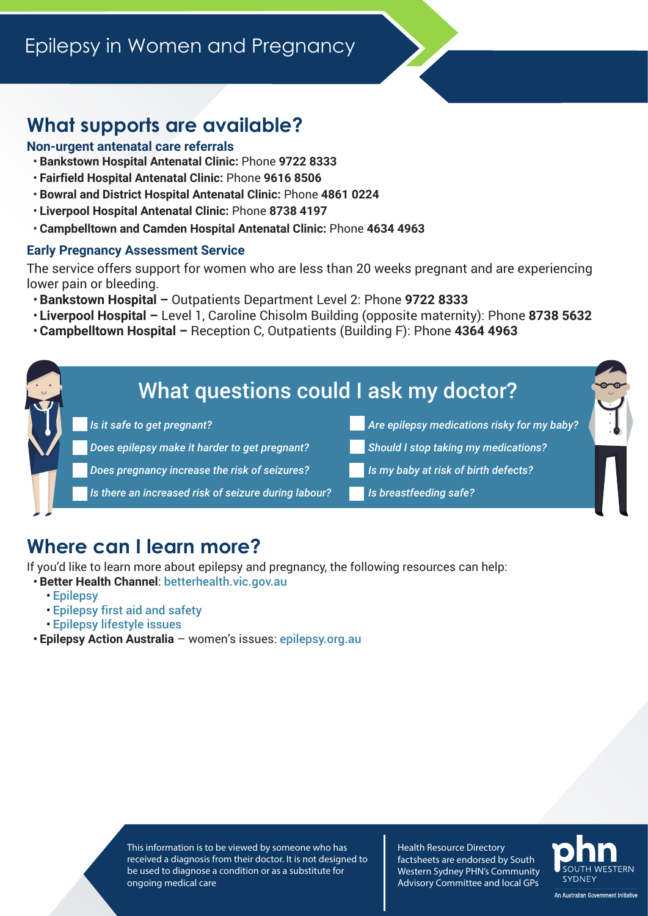# Epilepsy in Women and Pregnancy

## What supports are available?

### Non-urgent antenatal care referrals

- **Bankstown Hospital Antenatal Clinic:** Phone **9722 8333**
- **Fairfield Hospital Antenatal Clinic:** Phone **9616 8506**
- **Bowral and District Hospital Antenatal Clinic:** Phone **4861 0224**
- **Liverpool Hospital Antenatal Clinic:** Phone **8738 4197**
- **Campbelltown and Camden Hospital Antenatal Clinic:** Phone **4634 4963**

### Early Pregnancy Assessment Service

The service offers support for women who are less than 20 weeks pregnant and are experiencing lower pain or bleeding.

- **Bankstown Hospital –** Outpatients Department Level 2: Phone **9722 8333**
- **Liverpool Hospital –** Level 1, Caroline Chisolm Building (opposite maternity): Phone **8738 5632**
- **Campbelltown Hospital –** Reception C, Outpatients (Building F): Phone **4364 4963**

## What questions could I ask my doctor?

- [ ] *Is it safe to get pregnant?*
- [ ] *Does epilepsy make it harder to get pregnant?*
- [ ] *Does pregnancy increase the risk of seizures?*
- [ ] *Is there an increased risk of seizure during labour?*
- [ ] *Are epilepsy medications risky for my baby?*
- [ ] *Should I stop taking my medications?*
- [ ] *Is my baby at risk of birth defects?*
- [ ] *Is breastfeeding safe?*

## Where can I learn more?

If you'd like to learn more about epilepsy and pregnancy, the following resources can help:

- **Better Health Channel**: betterhealth.vic.gov.au
  - Epilepsy
  - Epilepsy first aid and safety
  - Epilepsy lifestyle issues
- **Epilepsy Action Australia** – women's issues: epilepsy.org.au

This information is to be viewed by someone who has received a diagnosis from their doctor. It is not designed to be used to diagnose a condition or as a substitute for ongoing medical care

Health Resource Directory factsheets are endorsed by South Western Sydney PHN's Community Advisory Committee and local GPs

phn SOUTH WESTERN SYDNEY

An Australian Government Initiative